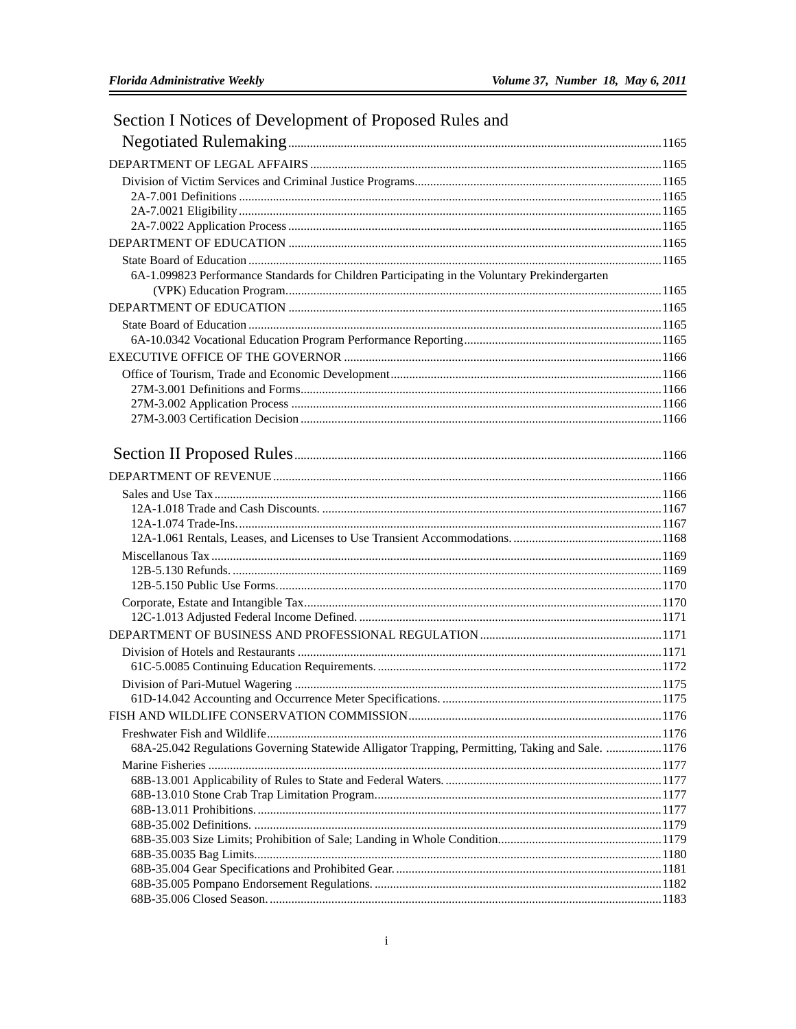# Section I Notices of Development of Proposed Rules and Negotiated Rulemaking ....... 1165

DEPARTMENT OF LEGAL AFFAIRS ....... 1165

Division of Victim Services and Criminal Justice Programs ....... 1165

2A-7.001 Definitions ....... 1165

2A-7.0021 Eligibility ....... 1165

2A-7.0022 Application Process ....... 1165

DEPARTMENT OF EDUCATION ....... 1165

State Board of Education ....... 1165

6A-1.099823 Performance Standards for Children Participating in the Voluntary Prekindergarten (VPK) Education Program ....... 1165

DEPARTMENT OF EDUCATION ....... 1165

State Board of Education ....... 1165

6A-10.0342 Vocational Education Program Performance Reporting ....... 1165

EXECUTIVE OFFICE OF THE GOVERNOR ....... 1166

Office of Tourism, Trade and Economic Development ....... 1166

27M-3.001 Definitions and Forms ....... 1166

27M-3.002 Application Process ....... 1166

27M-3.003 Certification Decision ....... 1166

# Section II Proposed Rules ....... 1166

DEPARTMENT OF REVENUE ....... 1166

Sales and Use Tax ....... 1166

12A-1.018 Trade and Cash Discounts. ....... 1167

12A-1.074 Trade-Ins. ....... 1167

12A-1.061 Rentals, Leases, and Licenses to Use Transient Accommodations. ....... 1168

Miscellanous Tax ....... 1169

12B-5.130 Refunds. ....... 1169

12B-5.150 Public Use Forms. ....... 1170

Corporate, Estate and Intangible Tax ....... 1170

12C-1.013 Adjusted Federal Income Defined. ....... 1171

DEPARTMENT OF BUSINESS AND PROFESSIONAL REGULATION ....... 1171

Division of Hotels and Restaurants ....... 1171

61C-5.0085 Continuing Education Requirements. ....... 1172

Division of Pari-Mutuel Wagering ....... 1175

61D-14.042 Accounting and Occurrence Meter Specifications. ....... 1175

FISH AND WILDLIFE CONSERVATION COMMISSION ....... 1176

Freshwater Fish and Wildlife ....... 1176

68A-25.042 Regulations Governing Statewide Alligator Trapping, Permitting, Taking and Sale. ....... 1176

Marine Fisheries ....... 1177

68B-13.001 Applicability of Rules to State and Federal Waters. ....... 1177

68B-13.010 Stone Crab Trap Limitation Program. ....... 1177

68B-13.011 Prohibitions. ....... 1177

68B-35.002 Definitions. ....... 1179

68B-35.003 Size Limits; Prohibition of Sale; Landing in Whole Condition. ....... 1179

68B-35.0035 Bag Limits. ....... 1180

68B-35.004 Gear Specifications and Prohibited Gear. ....... 1181

68B-35.005 Pompano Endorsement Regulations. ....... 1182

68B-35.006 Closed Season. ....... 1183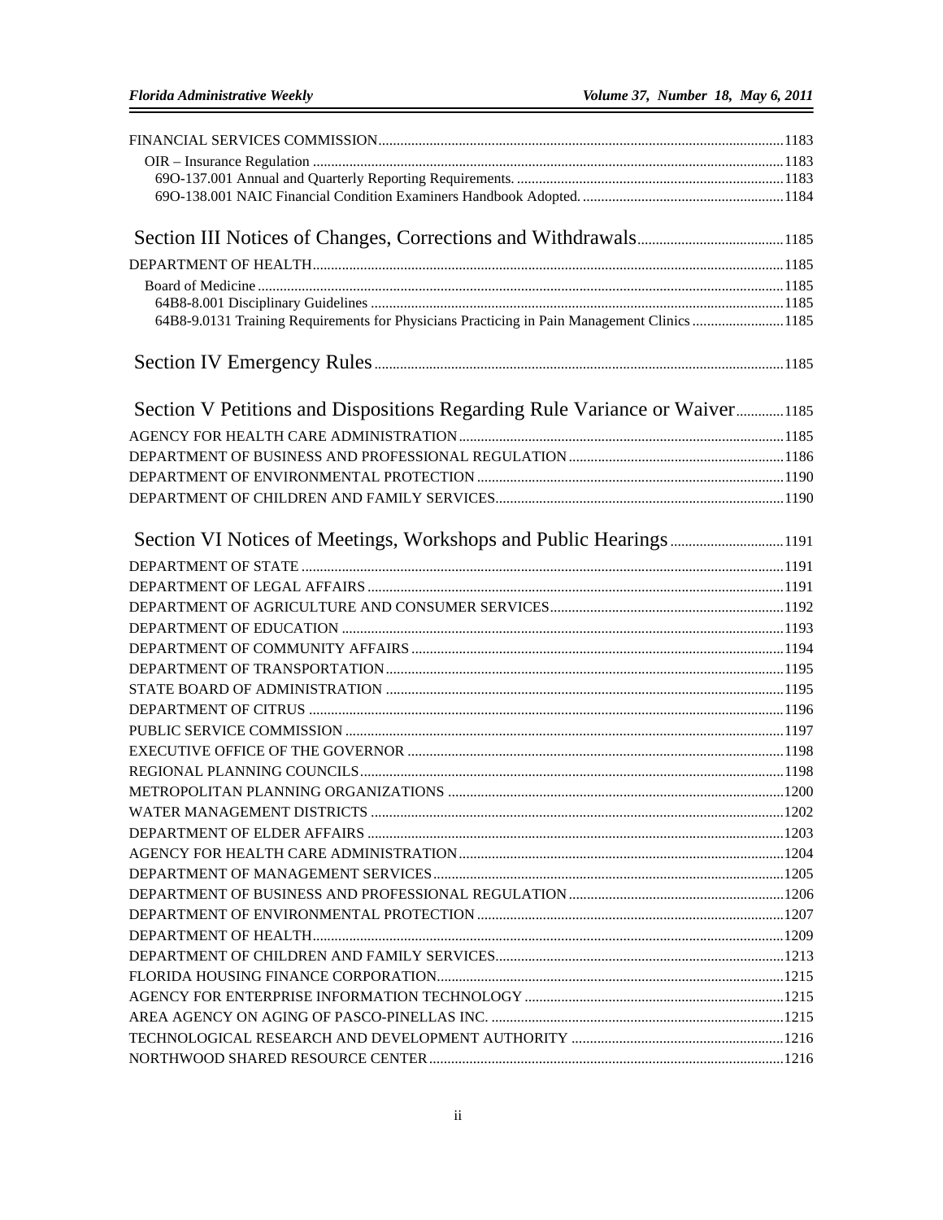FINANCIAL SERVICES COMMISSION.......1183

OIR – Insurance Regulation.......1183

69O-137.001 Annual and Quarterly Reporting Requirements.......1183

69O-138.001 NAIC Financial Condition Examiners Handbook Adopted.......1184

## Section III Notices of Changes, Corrections and Withdrawals.......1185

DEPARTMENT OF HEALTH.......1185

Board of Medicine.......1185

64B8-8.001 Disciplinary Guidelines.......1185

64B8-9.0131 Training Requirements for Physicians Practicing in Pain Management Clinics.......1185

## Section IV Emergency Rules.......1185

## Section V Petitions and Dispositions Regarding Rule Variance or Waiver.......1185

AGENCY FOR HEALTH CARE ADMINISTRATION.......1185

DEPARTMENT OF BUSINESS AND PROFESSIONAL REGULATION.......1186

DEPARTMENT OF ENVIRONMENTAL PROTECTION.......1190

DEPARTMENT OF CHILDREN AND FAMILY SERVICES.......1190

## Section VI Notices of Meetings, Workshops and Public Hearings.......1191

DEPARTMENT OF STATE.......1191

DEPARTMENT OF LEGAL AFFAIRS.......1191

DEPARTMENT OF AGRICULTURE AND CONSUMER SERVICES.......1192

DEPARTMENT OF EDUCATION.......1193

DEPARTMENT OF COMMUNITY AFFAIRS.......1194

DEPARTMENT OF TRANSPORTATION.......1195

STATE BOARD OF ADMINISTRATION.......1195

DEPARTMENT OF CITRUS.......1196

PUBLIC SERVICE COMMISSION.......1197

EXECUTIVE OFFICE OF THE GOVERNOR.......1198

REGIONAL PLANNING COUNCILS.......1198

METROPOLITAN PLANNING ORGANIZATIONS.......1200

WATER MANAGEMENT DISTRICTS.......1202

DEPARTMENT OF ELDER AFFAIRS.......1203

AGENCY FOR HEALTH CARE ADMINISTRATION.......1204

DEPARTMENT OF MANAGEMENT SERVICES.......1205

DEPARTMENT OF BUSINESS AND PROFESSIONAL REGULATION.......1206

DEPARTMENT OF ENVIRONMENTAL PROTECTION.......1207

DEPARTMENT OF HEALTH.......1209

DEPARTMENT OF CHILDREN AND FAMILY SERVICES.......1213

FLORIDA HOUSING FINANCE CORPORATION.......1215

AGENCY FOR ENTERPRISE INFORMATION TECHNOLOGY.......1215

AREA AGENCY ON AGING OF PASCO-PINELLAS INC.......1215

TECHNOLOGICAL RESEARCH AND DEVELOPMENT AUTHORITY.......1216

NORTHWOOD SHARED RESOURCE CENTER.......1216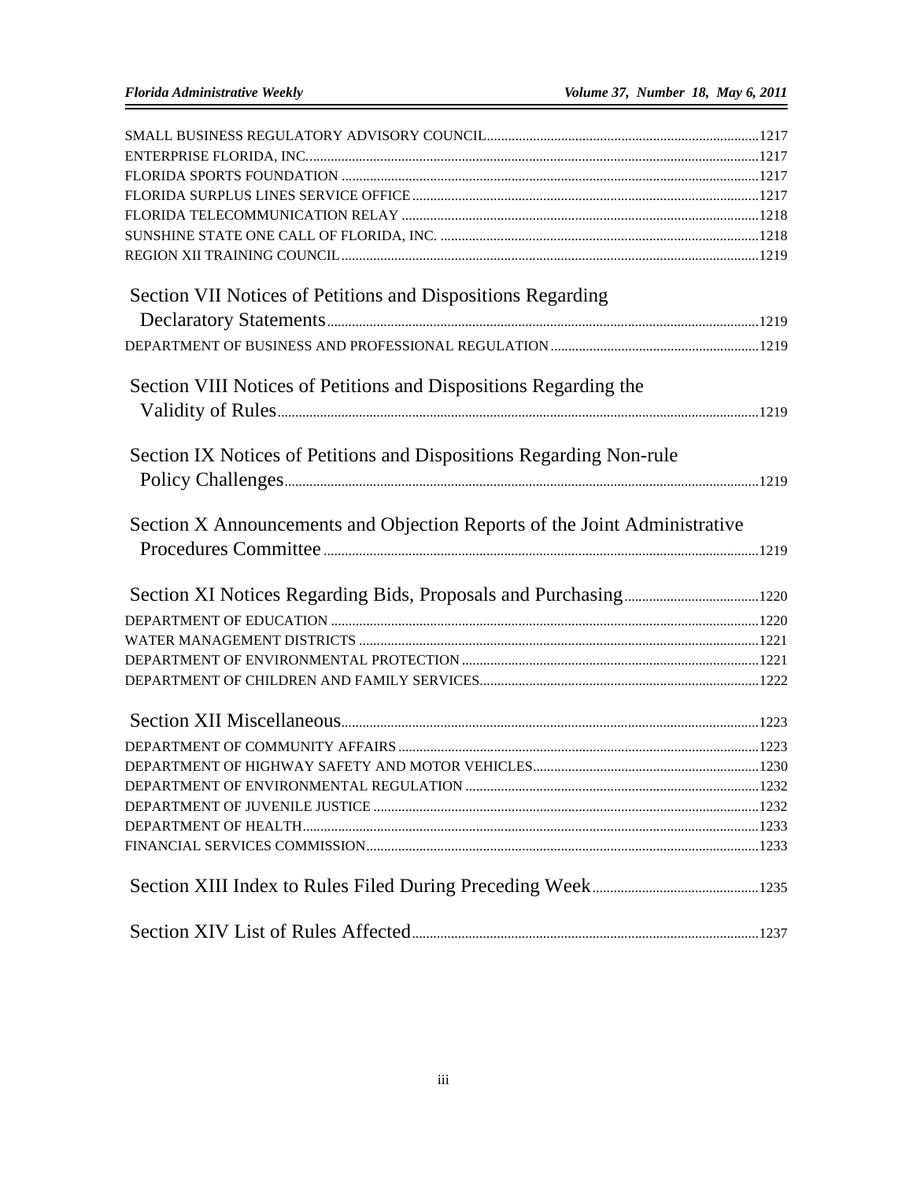SMALL BUSINESS REGULATORY ADVISORY COUNCIL....1217
ENTERPRISE FLORIDA, INC....1217
FLORIDA SPORTS FOUNDATION....1217
FLORIDA SURPLUS LINES SERVICE OFFICE....1217
FLORIDA TELECOMMUNICATION RELAY....1218
SUNSHINE STATE ONE CALL OF FLORIDA, INC....1218
REGION XII TRAINING COUNCIL....1219

## Section VII Notices of Petitions and Dispositions Regarding Declaratory Statements....1219

DEPARTMENT OF BUSINESS AND PROFESSIONAL REGULATION....1219

## Section VIII Notices of Petitions and Dispositions Regarding the Validity of Rules....1219

## Section IX Notices of Petitions and Dispositions Regarding Non-rule Policy Challenges....1219

## Section X Announcements and Objection Reports of the Joint Administrative Procedures Committee....1219

## Section XI Notices Regarding Bids, Proposals and Purchasing....1220

DEPARTMENT OF EDUCATION....1220
WATER MANAGEMENT DISTRICTS....1221
DEPARTMENT OF ENVIRONMENTAL PROTECTION....1221
DEPARTMENT OF CHILDREN AND FAMILY SERVICES....1222

## Section XII Miscellaneous....1223

DEPARTMENT OF COMMUNITY AFFAIRS....1223
DEPARTMENT OF HIGHWAY SAFETY AND MOTOR VEHICLES....1230
DEPARTMENT OF ENVIRONMENTAL REGULATION....1232
DEPARTMENT OF JUVENILE JUSTICE....1232
DEPARTMENT OF HEALTH....1233
FINANCIAL SERVICES COMMISSION....1233

## Section XIII Index to Rules Filed During Preceding Week....1235

## Section XIV List of Rules Affected....1237